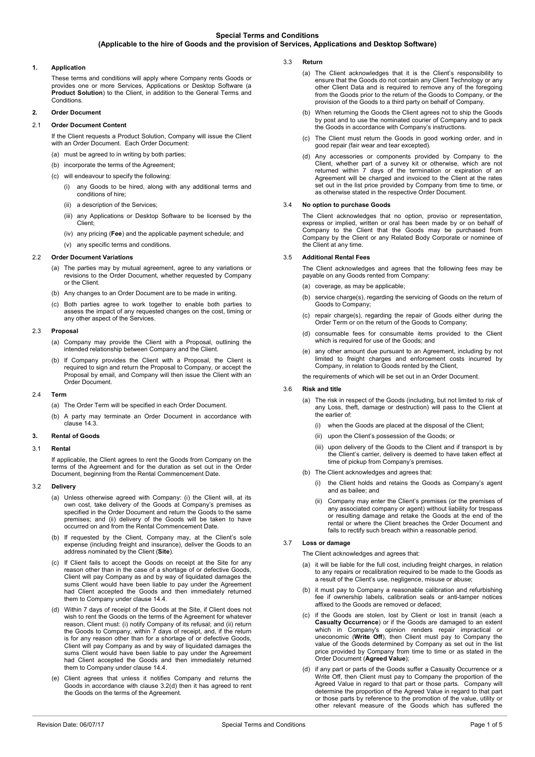# Special Terms and Conditions
## (Applicable to the hire of Goods and the provision of Services, Applications and Desktop Software)

### 1. Application

These terms and conditions will apply where Company rents Goods or provides one or more Services, Applications or Desktop Software (a **Product Solution**) to the Client, in addition to the General Terms and Conditions.

### 2. Order Document

#### 2.1 Order Document Content

If the Client requests a Product Solution, Company will issue the Client with an Order Document. Each Order Document:

(a) must be agreed to in writing by both parties;

(b) incorporate the terms of the Agreement;

(c) will endeavour to specify the following:

(i) any Goods to be hired, along with any additional terms and conditions of hire;

(ii) a description of the Services;

(iii) any Applications or Desktop Software to be licensed by the Client;

(iv) any pricing (**Fee**) and the applicable payment schedule; and

(v) any specific terms and conditions.

#### 2.2 Order Document Variations

(a) The parties may by mutual agreement, agree to any variations or revisions to the Order Document, whether requested by Company or the Client.

(b) Any changes to an Order Document are to be made in writing.

(c) Both parties agree to work together to enable both parties to assess the impact of any requested changes on the cost, timing or any other aspect of the Services.

#### 2.3 Proposal

(a) Company may provide the Client with a Proposal, outlining the intended relationship between Company and the Client.

(b) If Company provides the Client with a Proposal, the Client is required to sign and return the Proposal to Company, or accept the Proposal by email, and Company will then issue the Client with an Order Document.

#### 2.4 Term

(a) The Order Term will be specified in each Order Document.

(b) A party may terminate an Order Document in accordance with clause 14.3.

### 3. Rental of Goods

#### 3.1 Rental

If applicable, the Client agrees to rent the Goods from Company on the terms of the Agreement and for the duration as set out in the Order Document, beginning from the Rental Commencement Date.

#### 3.2 Delivery

(a) Unless otherwise agreed with Company: (i) the Client will, at its own cost, take delivery of the Goods at Company's premises as specified in the Order Document and return the Goods to the same premises; and (ii) delivery of the Goods will be taken to have occurred on and from the Rental Commencement Date.

(b) If requested by the Client, Company may, at the Client's sole expense (including freight and insurance), deliver the Goods to an address nominated by the Client (**Site**).

(c) If Client fails to accept the Goods on receipt at the Site for any reason other than in the case of a shortage of or defective Goods, Client will pay Company as and by way of liquidated damages the sums Client would have been liable to pay under the Agreement had Client accepted the Goods and then immediately returned them to Company under clause 14.4.

(d) Within 7 days of receipt of the Goods at the Site, if Client does not wish to rent the Goods on the terms of the Agreement for whatever reason, Client must: (i) notify Company of its refusal; and (ii) return the Goods to Company, within 7 days of receipt, and, if the return is for any reason other than for a shortage of or defective Goods, Client will pay Company as and by way of liquidated damages the sums Client would have been liable to pay under the Agreement had Client accepted the Goods and then immediately returned them to Company under clause 14.4.

(e) Client agrees that unless it notifies Company and returns the Goods in accordance with clause 3.2(d) then it has agreed to rent the Goods on the terms of the Agreement.

#### 3.3 Return

(a) The Client acknowledges that it is the Client's responsibility to ensure that the Goods do not contain any Client Technology or any other Client Data and is required to remove any of the foregoing from the Goods prior to the return of the Goods to Company, or the provision of the Goods to a third party on behalf of Company.

(b) When returning the Goods the Client agrees not to ship the Goods by post and to use the nominated courier of Company and to pack the Goods in accordance with Company's instructions.

(c) The Client must return the Goods in good working order, and in good repair (fair wear and tear excepted).

(d) Any accessories or components provided by Company to the Client, whether part of a survey kit or otherwise, which are not returned within 7 days of the termination or expiration of an Agreement will be charged and invoiced to the Client at the rates set out in the list price provided by Company from time to time, or as otherwise stated in the respective Order Document.

#### 3.4 No option to purchase Goods

The Client acknowledges that no option, proviso or representation, express or implied, written or oral has been made by or on behalf of Company to the Client that the Goods may be purchased from Company by the Client or any Related Body Corporate or nominee of the Client at any time.

#### 3.5 Additional Rental Fees

The Client acknowledges and agrees that the following fees may be payable on any Goods rented from Company:

(a) coverage, as may be applicable;

(b) service charge(s), regarding the servicing of Goods on the return of Goods to Company;

(c) repair charge(s), regarding the repair of Goods either during the Order Term or on the return of the Goods to Company;

(d) consumable fees for consumable items provided to the Client which is required for use of the Goods; and

(e) any other amount due pursuant to an Agreement, including by not limited to freight charges and enforcement costs incurred by Company, in relation to Goods rented by the Client,

the requirements of which will be set out in an Order Document.

#### 3.6 Risk and title

(a) The risk in respect of the Goods (including, but not limited to risk of any Loss, theft, damage or destruction) will pass to the Client at the earlier of:

(i) when the Goods are placed at the disposal of the Client;

(ii) upon the Client's possession of the Goods; or

(iii) upon delivery of the Goods to the Client and if transport is by the Client's carrier, delivery is deemed to have taken effect at time of pickup from Company's premises.

(b) The Client acknowledges and agrees that:

(i) the Client holds and retains the Goods as Company's agent and as bailee; and

(ii) Company may enter the Client's premises (or the premises of any associated company or agent) without liability for trespass or resulting damage and retake the Goods at the end of the rental or where the Client breaches the Order Document and fails to rectify such breach within a reasonable period.

#### 3.7 Loss or damage

The Client acknowledges and agrees that:

(a) it will be liable for the full cost, including freight charges, in relation to any repairs or recalibration required to be made to the Goods as a result of the Client's use, negligence, misuse or abuse;

(b) it must pay to Company a reasonable calibration and refurbishing fee if ownership labels, calibration seals or anti-tamper notices affixed to the Goods are removed or defaced;

(c) if the Goods are stolen, lost by Client or lost in transit (each a **Casualty Occurrence**) or if the Goods are damaged to an extent which in Company's opinion renders repair impractical or uneconomic (**Write Off**), then Client must pay to Company the value of the Goods determined by Company as set out in the list price provided by Company from time to time or as stated in the Order Document (**Agreed Value**);

(d) if any part or parts of the Goods suffer a Casualty Occurrence or a Write Off, then Client must pay to Company the proportion of the Agreed Value in regard to that part or those parts. Company will determine the proportion of the Agreed Value in regard to that part or those parts by reference to the promotion of the value, utility or other relevant measure of the Goods which has suffered the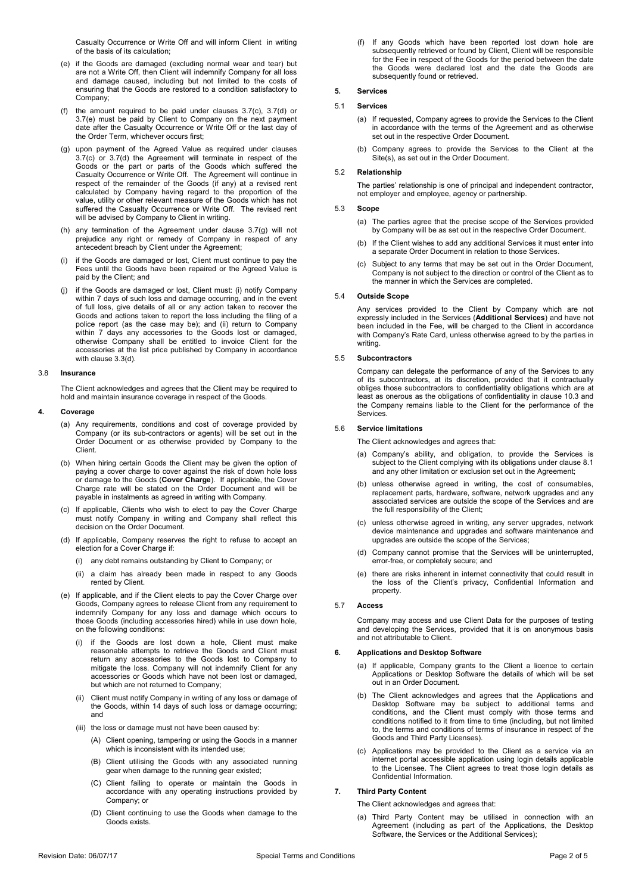Casualty Occurrence or Write Off and will inform Client in writing of the basis of its calculation;

(e) if the Goods are damaged (excluding normal wear and tear) but are not a Write Off, then Client will indemnify Company for all loss and damage caused, including but not limited to the costs of ensuring that the Goods are restored to a condition satisfactory to Company;

(f) the amount required to be paid under clauses 3.7(c), 3.7(d) or 3.7(e) must be paid by Client to Company on the next payment date after the Casualty Occurrence or Write Off or the last day of the Order Term, whichever occurs first;

(g) upon payment of the Agreed Value as required under clauses 3.7(c) or 3.7(d) the Agreement will terminate in respect of the Goods or the part or parts of the Goods which suffered the Casualty Occurrence or Write Off. The Agreement will continue in respect of the remainder of the Goods (if any) at a revised rent calculated by Company having regard to the proportion of the value, utility or other relevant measure of the Goods which has not suffered the Casualty Occurrence or Write Off. The revised rent will be advised by Company to Client in writing.

(h) any termination of the Agreement under clause 3.7(g) will not prejudice any right or remedy of Company in respect of any antecedent breach by Client under the Agreement;

(i) if the Goods are damaged or lost, Client must continue to pay the Fees until the Goods have been repaired or the Agreed Value is paid by the Client; and

(j) if the Goods are damaged or lost, Client must: (i) notify Company within 7 days of such loss and damage occurring, and in the event of full loss, give details of all or any action taken to recover the Goods and actions taken to report the loss including the filing of a police report (as the case may be); and (ii) return to Company within 7 days any accessories to the Goods lost or damaged, otherwise Company shall be entitled to invoice Client for the accessories at the list price published by Company in accordance with clause 3.3(d).

### 3.8 Insurance

The Client acknowledges and agrees that the Client may be required to hold and maintain insurance coverage in respect of the Goods.

## 4. Coverage

(a) Any requirements, conditions and cost of coverage provided by Company (or its sub-contractors or agents) will be set out in the Order Document or as otherwise provided by Company to the Client.

(b) When hiring certain Goods the Client may be given the option of paying a cover charge to cover against the risk of down hole loss or damage to the Goods (**Cover Charge**). If applicable, the Cover Charge rate will be stated on the Order Document and will be payable in instalments as agreed in writing with Company.

(c) If applicable, Clients who wish to elect to pay the Cover Charge must notify Company in writing and Company shall reflect this decision on the Order Document.

(d) If applicable, Company reserves the right to refuse to accept an election for a Cover Charge if:

(i) any debt remains outstanding by Client to Company; or

(ii) a claim has already been made in respect to any Goods rented by Client.

(e) If applicable, and if the Client elects to pay the Cover Charge over Goods, Company agrees to release Client from any requirement to indemnify Company for any loss and damage which occurs to those Goods (including accessories hired) while in use down hole, on the following conditions:

(i) if the Goods are lost down a hole, Client must make reasonable attempts to retrieve the Goods and Client must return any accessories to the Goods lost to Company to mitigate the loss. Company will not indemnify Client for any accessories or Goods which have not been lost or damaged, but which are not returned to Company;

(ii) Client must notify Company in writing of any loss or damage of the Goods, within 14 days of such loss or damage occurring; and

(iii) the loss or damage must not have been caused by:

(A) Client opening, tampering or using the Goods in a manner which is inconsistent with its intended use;

(B) Client utilising the Goods with any associated running gear when damage to the running gear existed;

(C) Client failing to operate or maintain the Goods in accordance with any operating instructions provided by Company; or

(D) Client continuing to use the Goods when damage to the Goods exists.

(f) If any Goods which have been reported lost down hole are subsequently retrieved or found by Client, Client will be responsible for the Fee in respect of the Goods for the period between the date the Goods were declared lost and the date the Goods are subsequently found or retrieved.

## 5. Services

### 5.1 Services

(a) If requested, Company agrees to provide the Services to the Client in accordance with the terms of the Agreement and as otherwise set out in the respective Order Document.

(b) Company agrees to provide the Services to the Client at the Site(s), as set out in the Order Document.

### 5.2 Relationship

The parties' relationship is one of principal and independent contractor, not employer and employee, agency or partnership.

### 5.3 Scope

(a) The parties agree that the precise scope of the Services provided by Company will be as set out in the respective Order Document.

(b) If the Client wishes to add any additional Services it must enter into a separate Order Document in relation to those Services.

(c) Subject to any terms that may be set out in the Order Document, Company is not subject to the direction or control of the Client as to the manner in which the Services are completed.

### 5.4 Outside Scope

Any services provided to the Client by Company which are not expressly included in the Services (**Additional Services**) and have not been included in the Fee, will be charged to the Client in accordance with Company's Rate Card, unless otherwise agreed to by the parties in writing.

### 5.5 Subcontractors

Company can delegate the performance of any of the Services to any of its subcontractors, at its discretion, provided that it contractually obliges those subcontractors to confidentiality obligations which are at least as onerous as the obligations of confidentiality in clause 10.3 and the Company remains liable to the Client for the performance of the Services.

### 5.6 Service limitations

The Client acknowledges and agrees that:

(a) Company's ability, and obligation, to provide the Services is subject to the Client complying with its obligations under clause 8.1 and any other limitation or exclusion set out in the Agreement;

(b) unless otherwise agreed in writing, the cost of consumables, replacement parts, hardware, software, network upgrades and any associated services are outside the scope of the Services and are the full responsibility of the Client;

(c) unless otherwise agreed in writing, any server upgrades, network device maintenance and upgrades and software maintenance and upgrades are outside the scope of the Services;

(d) Company cannot promise that the Services will be uninterrupted, error-free, or completely secure; and

(e) there are risks inherent in internet connectivity that could result in the loss of the Client's privacy, Confidential Information and property.

### 5.7 Access

Company may access and use Client Data for the purposes of testing and developing the Services, provided that it is on anonymous basis and not attributable to Client.

## 6. Applications and Desktop Software

(a) If applicable, Company grants to the Client a licence to certain Applications or Desktop Software the details of which will be set out in an Order Document.

(b) The Client acknowledges and agrees that the Applications and Desktop Software may be subject to additional terms and conditions, and the Client must comply with those terms and conditions notified to it from time to time (including, but not limited to, the terms and conditions of terms of insurance in respect of the Goods and Third Party Licenses).

(c) Applications may be provided to the Client as a service via an internet portal accessible application using login details applicable to the Licensee. The Client agrees to treat those login details as Confidential Information.

## 7. Third Party Content

The Client acknowledges and agrees that:

(a) Third Party Content may be utilised in connection with an Agreement (including as part of the Applications, the Desktop Software, the Services or the Additional Services);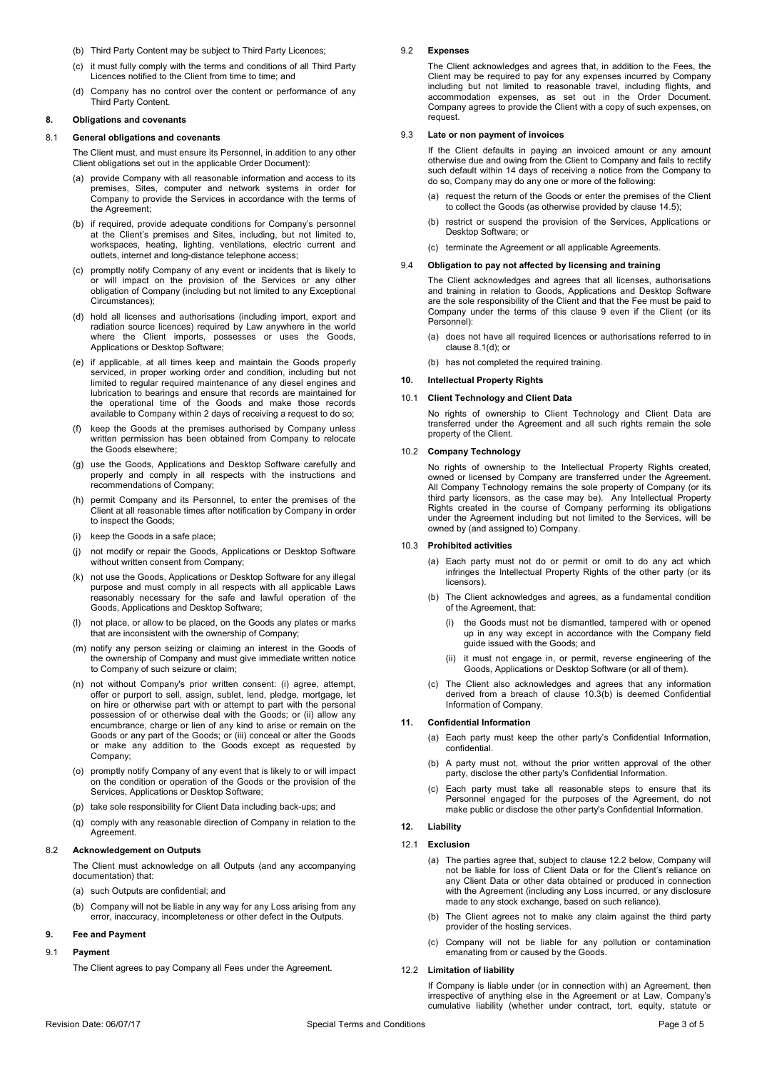(b) Third Party Content may be subject to Third Party Licences;

(c) it must fully comply with the terms and conditions of all Third Party Licences notified to the Client from time to time; and

(d) Company has no control over the content or performance of any Third Party Content.

## 8. Obligations and covenants

### 8.1 General obligations and covenants

The Client must, and must ensure its Personnel, in addition to any other Client obligations set out in the applicable Order Document):

(a) provide Company with all reasonable information and access to its premises, Sites, computer and network systems in order for Company to provide the Services in accordance with the terms of the Agreement;

(b) if required, provide adequate conditions for Company's personnel at the Client's premises and Sites, including, but not limited to, workspaces, heating, lighting, ventilations, electric current and outlets, internet and long-distance telephone access;

(c) promptly notify Company of any event or incidents that is likely to or will impact on the provision of the Services or any other obligation of Company (including but not limited to any Exceptional Circumstances);

(d) hold all licenses and authorisations (including import, export and radiation source licences) required by Law anywhere in the world where the Client imports, possesses or uses the Goods, Applications or Desktop Software;

(e) if applicable, at all times keep and maintain the Goods properly serviced, in proper working order and condition, including but not limited to regular required maintenance of any diesel engines and lubrication to bearings and ensure that records are maintained for the operational time of the Goods and make those records available to Company within 2 days of receiving a request to do so;

(f) keep the Goods at the premises authorised by Company unless written permission has been obtained from Company to relocate the Goods elsewhere;

(g) use the Goods, Applications and Desktop Software carefully and properly and comply in all respects with the instructions and recommendations of Company;

(h) permit Company and its Personnel, to enter the premises of the Client at all reasonable times after notification by Company in order to inspect the Goods;

(i) keep the Goods in a safe place;

(j) not modify or repair the Goods, Applications or Desktop Software without written consent from Company;

(k) not use the Goods, Applications or Desktop Software for any illegal purpose and must comply in all respects with all applicable Laws reasonably necessary for the safe and lawful operation of the Goods, Applications and Desktop Software;

(l) not place, or allow to be placed, on the Goods any plates or marks that are inconsistent with the ownership of Company;

(m) notify any person seizing or claiming an interest in the Goods of the ownership of Company and must give immediate written notice to Company of such seizure or claim;

(n) not without Company's prior written consent: (i) agree, attempt, offer or purport to sell, assign, sublet, lend, pledge, mortgage, let on hire or otherwise part with or attempt to part with the personal possession of or otherwise deal with the Goods; or (ii) allow any encumbrance, charge or lien of any kind to arise or remain on the Goods or any part of the Goods; or (iii) conceal or alter the Goods or make any addition to the Goods except as requested by Company;

(o) promptly notify Company of any event that is likely to or will impact on the condition or operation of the Goods or the provision of the Services, Applications or Desktop Software;

(p) take sole responsibility for Client Data including back-ups; and

(q) comply with any reasonable direction of Company in relation to the Agreement.

### 8.2 Acknowledgement on Outputs

The Client must acknowledge on all Outputs (and any accompanying documentation) that:

(a) such Outputs are confidential; and

(b) Company will not be liable in any way for any Loss arising from any error, inaccuracy, incompleteness or other defect in the Outputs.

## 9. Fee and Payment

### 9.1 Payment

The Client agrees to pay Company all Fees under the Agreement.

### 9.2 Expenses

The Client acknowledges and agrees that, in addition to the Fees, the Client may be required to pay for any expenses incurred by Company including but not limited to reasonable travel, including flights, and accommodation expenses, as set out in the Order Document. Company agrees to provide the Client with a copy of such expenses, on request.

### 9.3 Late or non payment of invoices

If the Client defaults in paying an invoiced amount or any amount otherwise due and owing from the Client to Company and fails to rectify such default within 14 days of receiving a notice from the Company to do so, Company may do any one or more of the following:

(a) request the return of the Goods or enter the premises of the Client to collect the Goods (as otherwise provided by clause 14.5);

(b) restrict or suspend the provision of the Services, Applications or Desktop Software; or

(c) terminate the Agreement or all applicable Agreements.

### 9.4 Obligation to pay not affected by licensing and training

The Client acknowledges and agrees that all licenses, authorisations and training in relation to Goods, Applications and Desktop Software are the sole responsibility of the Client and that the Fee must be paid to Company under the terms of this clause 9 even if the Client (or its Personnel):

(a) does not have all required licences or authorisations referred to in clause 8.1(d); or

(b) has not completed the required training.

## 10. Intellectual Property Rights

### 10.1 Client Technology and Client Data

No rights of ownership to Client Technology and Client Data are transferred under the Agreement and all such rights remain the sole property of the Client.

### 10.2 Company Technology

No rights of ownership to the Intellectual Property Rights created, owned or licensed by Company are transferred under the Agreement. All Company Technology remains the sole property of Company (or its third party licensors, as the case may be). Any Intellectual Property Rights created in the course of Company performing its obligations under the Agreement including but not limited to the Services, will be owned by (and assigned to) Company.

### 10.3 Prohibited activities

(a) Each party must not do or permit or omit to do any act which infringes the Intellectual Property Rights of the other party (or its licensors).

(b) The Client acknowledges and agrees, as a fundamental condition of the Agreement, that:

(i) the Goods must not be dismantled, tampered with or opened up in any way except in accordance with the Company field guide issued with the Goods; and

(ii) it must not engage in, or permit, reverse engineering of the Goods, Applications or Desktop Software (or all of them).

(c) The Client also acknowledges and agrees that any information derived from a breach of clause 10.3(b) is deemed Confidential Information of Company.

## 11. Confidential Information

(a) Each party must keep the other party's Confidential Information, confidential.

(b) A party must not, without the prior written approval of the other party, disclose the other party's Confidential Information.

(c) Each party must take all reasonable steps to ensure that its Personnel engaged for the purposes of the Agreement, do not make public or disclose the other party's Confidential Information.

## 12. Liability

### 12.1 Exclusion

(a) The parties agree that, subject to clause 12.2 below, Company will not be liable for loss of Client Data or for the Client's reliance on any Client Data or other data obtained or produced in connection with the Agreement (including any Loss incurred, or any disclosure made to any stock exchange, based on such reliance).

(b) The Client agrees not to make any claim against the third party provider of the hosting services.

(c) Company will not be liable for any pollution or contamination emanating from or caused by the Goods.

### 12.2 Limitation of liability

If Company is liable under (or in connection with) an Agreement, then irrespective of anything else in the Agreement or at Law, Company's cumulative liability (whether under contract, tort, equity, statute or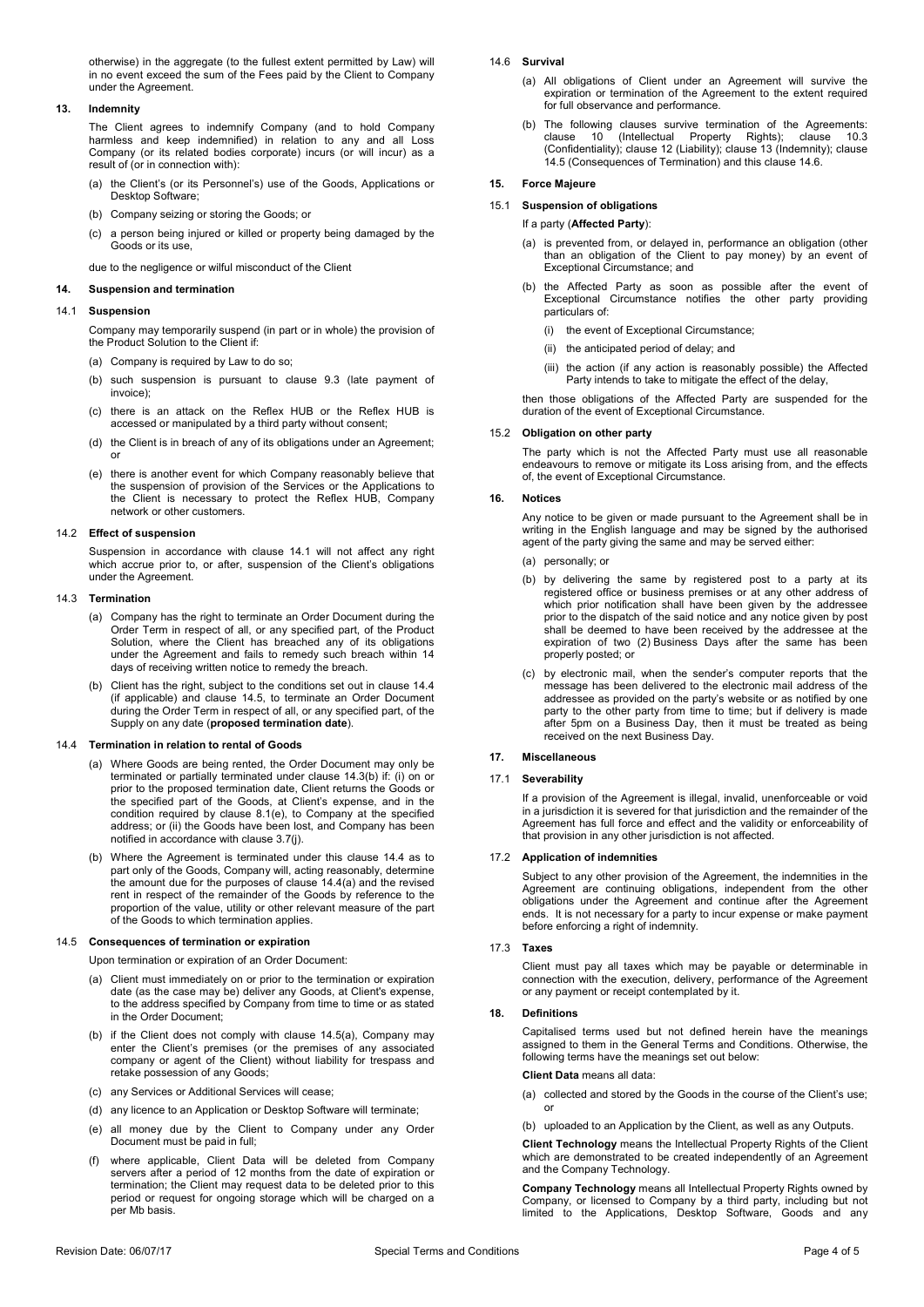otherwise) in the aggregate (to the fullest extent permitted by Law) will in no event exceed the sum of the Fees paid by the Client to Company under the Agreement.

**13. Indemnity**

The Client agrees to indemnify Company (and to hold Company harmless and keep indemnified) in relation to any and all Loss Company (or its related bodies corporate) incurs (or will incur) as a result of (or in connection with):

(a) the Client's (or its Personnel's) use of the Goods, Applications or Desktop Software;

(b) Company seizing or storing the Goods; or

(c) a person being injured or killed or property being damaged by the Goods or its use,

due to the negligence or wilful misconduct of the Client

**14. Suspension and termination**

**14.1 Suspension**

Company may temporarily suspend (in part or in whole) the provision of the Product Solution to the Client if:

(a) Company is required by Law to do so;

(b) such suspension is pursuant to clause 9.3 (late payment of invoice);

(c) there is an attack on the Reflex HUB or the Reflex HUB is accessed or manipulated by a third party without consent;

(d) the Client is in breach of any of its obligations under an Agreement; or

(e) there is another event for which Company reasonably believe that the suspension of provision of the Services or the Applications to the Client is necessary to protect the Reflex HUB, Company network or other customers.

**14.2 Effect of suspension**

Suspension in accordance with clause 14.1 will not affect any right which accrue prior to, or after, suspension of the Client's obligations under the Agreement.

**14.3 Termination**

(a) Company has the right to terminate an Order Document during the Order Term in respect of all, or any specified part, of the Product Solution, where the Client has breached any of its obligations under the Agreement and fails to remedy such breach within 14 days of receiving written notice to remedy the breach.

(b) Client has the right, subject to the conditions set out in clause 14.4 (if applicable) and clause 14.5, to terminate an Order Document during the Order Term in respect of all, or any specified part, of the Supply on any date (**proposed termination date**).

**14.4 Termination in relation to rental of Goods**

(a) Where Goods are being rented, the Order Document may only be terminated or partially terminated under clause 14.3(b) if: (i) on or prior to the proposed termination date, Client returns the Goods or the specified part of the Goods, at Client's expense, and in the condition required by clause 8.1(e), to Company at the specified address; or (ii) the Goods have been lost, and Company has been notified in accordance with clause 3.7(j).

(b) Where the Agreement is terminated under this clause 14.4 as to part only of the Goods, Company will, acting reasonably, determine the amount due for the purposes of clause 14.4(a) and the revised rent in respect of the remainder of the Goods by reference to the proportion of the value, utility or other relevant measure of the part of the Goods to which termination applies.

**14.5 Consequences of termination or expiration**

Upon termination or expiration of an Order Document:

(a) Client must immediately on or prior to the termination or expiration date (as the case may be) deliver any Goods, at Client's expense, to the address specified by Company from time to time or as stated in the Order Document;

(b) if the Client does not comply with clause 14.5(a), Company may enter the Client's premises (or the premises of any associated company or agent of the Client) without liability for trespass and retake possession of any Goods;

(c) any Services or Additional Services will cease;

(d) any licence to an Application or Desktop Software will terminate;

(e) all money due by the Client to Company under any Order Document must be paid in full;

(f) where applicable, Client Data will be deleted from Company servers after a period of 12 months from the date of expiration or termination; the Client may request data to be deleted prior to this period or request for ongoing storage which will be charged on a per Mb basis.

**14.6 Survival**

(a) All obligations of Client under an Agreement will survive the expiration or termination of the Agreement to the extent required for full observance and performance.

(b) The following clauses survive termination of the Agreements: clause 10 (Intellectual Property Rights); clause 10.3 (Confidentiality); clause 12 (Liability); clause 13 (Indemnity); clause 14.5 (Consequences of Termination) and this clause 14.6.

**15. Force Majeure**

**15.1 Suspension of obligations**

If a party (**Affected Party**):

(a) is prevented from, or delayed in, performance an obligation (other than an obligation of the Client to pay money) by an event of Exceptional Circumstance; and

(b) the Affected Party as soon as possible after the event of Exceptional Circumstance notifies the other party providing particulars of:

(i) the event of Exceptional Circumstance;

(ii) the anticipated period of delay; and

(iii) the action (if any action is reasonably possible) the Affected Party intends to take to mitigate the effect of the delay,

then those obligations of the Affected Party are suspended for the duration of the event of Exceptional Circumstance.

**15.2 Obligation on other party**

The party which is not the Affected Party must use all reasonable endeavours to remove or mitigate its Loss arising from, and the effects of, the event of Exceptional Circumstance.

**16. Notices**

Any notice to be given or made pursuant to the Agreement shall be in writing in the English language and may be signed by the authorised agent of the party giving the same and may be served either:

(a) personally; or

(b) by delivering the same by registered post to a party at its registered office or business premises or at any other address of which prior notification shall have been given by the addressee prior to the dispatch of the said notice and any notice given by post shall be deemed to have been received by the addressee at the expiration of two (2) Business Days after the same has been properly posted; or

(c) by electronic mail, when the sender's computer reports that the message has been delivered to the electronic mail address of the addressee as provided on the party's website or as notified by one party to the other party from time to time; but if delivery is made after 5pm on a Business Day, then it must be treated as being received on the next Business Day.

**17. Miscellaneous**

**17.1 Severability**

If a provision of the Agreement is illegal, invalid, unenforceable or void in a jurisdiction it is severed for that jurisdiction and the remainder of the Agreement has full force and effect and the validity or enforceability of that provision in any other jurisdiction is not affected.

**17.2 Application of indemnities**

Subject to any other provision of the Agreement, the indemnities in the Agreement are continuing obligations, independent from the other obligations under the Agreement and continue after the Agreement ends. It is not necessary for a party to incur expense or make payment before enforcing a right of indemnity.

**17.3 Taxes**

Client must pay all taxes which may be payable or determinable in connection with the execution, delivery, performance of the Agreement or any payment or receipt contemplated by it.

**18. Definitions**

Capitalised terms used but not defined herein have the meanings assigned to them in the General Terms and Conditions. Otherwise, the following terms have the meanings set out below:

**Client Data** means all data:

(a) collected and stored by the Goods in the course of the Client's use; or

(b) uploaded to an Application by the Client, as well as any Outputs.

**Client Technology** means the Intellectual Property Rights of the Client which are demonstrated to be created independently of an Agreement and the Company Technology.

**Company Technology** means all Intellectual Property Rights owned by Company, or licensed to Company by a third party, including but not limited to the Applications, Desktop Software, Goods and any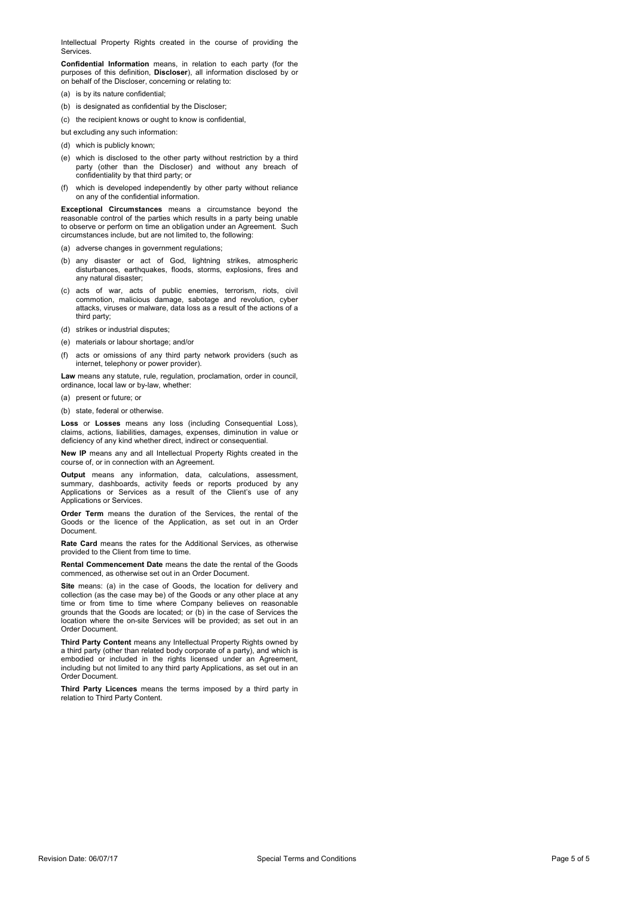Intellectual Property Rights created in the course of providing the Services.

**Confidential Information** means, in relation to each party (for the purposes of this definition, **Discloser**), all information disclosed by or on behalf of the Discloser, concerning or relating to:

(a) is by its nature confidential;

(b) is designated as confidential by the Discloser;

(c) the recipient knows or ought to know is confidential,

but excluding any such information:

(d) which is publicly known;

(e) which is disclosed to the other party without restriction by a third party (other than the Discloser) and without any breach of confidentiality by that third party; or

(f) which is developed independently by other party without reliance on any of the confidential information.

**Exceptional Circumstances** means a circumstance beyond the reasonable control of the parties which results in a party being unable to observe or perform on time an obligation under an Agreement. Such circumstances include, but are not limited to, the following:

(a) adverse changes in government regulations;

(b) any disaster or act of God, lightning strikes, atmospheric disturbances, earthquakes, floods, storms, explosions, fires and any natural disaster;

(c) acts of war, acts of public enemies, terrorism, riots, civil commotion, malicious damage, sabotage and revolution, cyber attacks, viruses or malware, data loss as a result of the actions of a third party;

(d) strikes or industrial disputes;

(e) materials or labour shortage; and/or

(f) acts or omissions of any third party network providers (such as internet, telephony or power provider).

**Law** means any statute, rule, regulation, proclamation, order in council, ordinance, local law or by-law, whether:

(a) present or future; or

(b) state, federal or otherwise.

**Loss** or **Losses** means any loss (including Consequential Loss), claims, actions, liabilities, damages, expenses, diminution in value or deficiency of any kind whether direct, indirect or consequential.

**New IP** means any and all Intellectual Property Rights created in the course of, or in connection with an Agreement.

**Output** means any information, data, calculations, assessment, summary, dashboards, activity feeds or reports produced by any Applications or Services as a result of the Client's use of any Applications or Services.

**Order Term** means the duration of the Services, the rental of the Goods or the licence of the Application, as set out in an Order Document.

**Rate Card** means the rates for the Additional Services, as otherwise provided to the Client from time to time.

**Rental Commencement Date** means the date the rental of the Goods commenced, as otherwise set out in an Order Document.

**Site** means: (a) in the case of Goods, the location for delivery and collection (as the case may be) of the Goods or any other place at any time or from time to time where Company believes on reasonable grounds that the Goods are located; or (b) in the case of Services the location where the on-site Services will be provided; as set out in an Order Document.

**Third Party Content** means any Intellectual Property Rights owned by a third party (other than related body corporate of a party), and which is embodied or included in the rights licensed under an Agreement, including but not limited to any third party Applications, as set out in an Order Document.

**Third Party Licences** means the terms imposed by a third party in relation to Third Party Content.